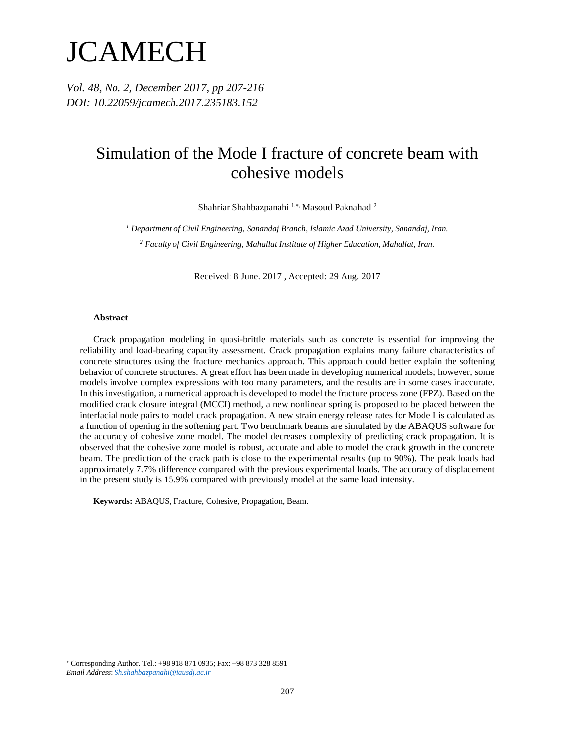# JCAMECH

*Vol. 48, No. 2, December 2017, pp 207-216*
*DOI: 10.22059/jcamech.2017.235183.152*

## Simulation of the Mode I fracture of concrete beam with cohesive models

Shahriar Shahbazpanahi [1,*], Masoud Paknahad [2]

[1] *Department of Civil Engineering, Sanandaj Branch, Islamic Azad University, Sanandaj, Iran.*

[2] *Faculty of Civil Engineering, Mahallat Institute of Higher Education, Mahallat, Iran.*

Received: 8 June. 2017 , Accepted: 29 Aug. 2017

### Abstract

Crack propagation modeling in quasi-brittle materials such as concrete is essential for improving the reliability and load-bearing capacity assessment. Crack propagation explains many failure characteristics of concrete structures using the fracture mechanics approach. This approach could better explain the softening behavior of concrete structures. A great effort has been made in developing numerical models; however, some models involve complex expressions with too many parameters, and the results are in some cases inaccurate. In this investigation, a numerical approach is developed to model the fracture process zone (FPZ). Based on the modified crack closure integral (MCCI) method, a new nonlinear spring is proposed to be placed between the interfacial node pairs to model crack propagation. A new strain energy release rates for Mode I is calculated as a function of opening in the softening part. Two benchmark beams are simulated by the ABAQUS software for the accuracy of cohesive zone model. The model decreases complexity of predicting crack propagation. It is observed that the cohesive zone model is robust, accurate and able to model the crack growth in the concrete beam. The prediction of the crack path is close to the experimental results (up to 90%). The peak loads had approximately 7.7% difference compared with the previous experimental loads. The accuracy of displacement in the present study is 15.9% compared with previously model at the same load intensity.

**Keywords:** ABAQUS, Fracture, Cohesive, Propagation, Beam.

---

[*] Corresponding Author. Tel.: +98 918 871 0935; Fax: +98 873 328 8591
*Email Address*: Sh.shahbazpanahi@iausdj.ac.ir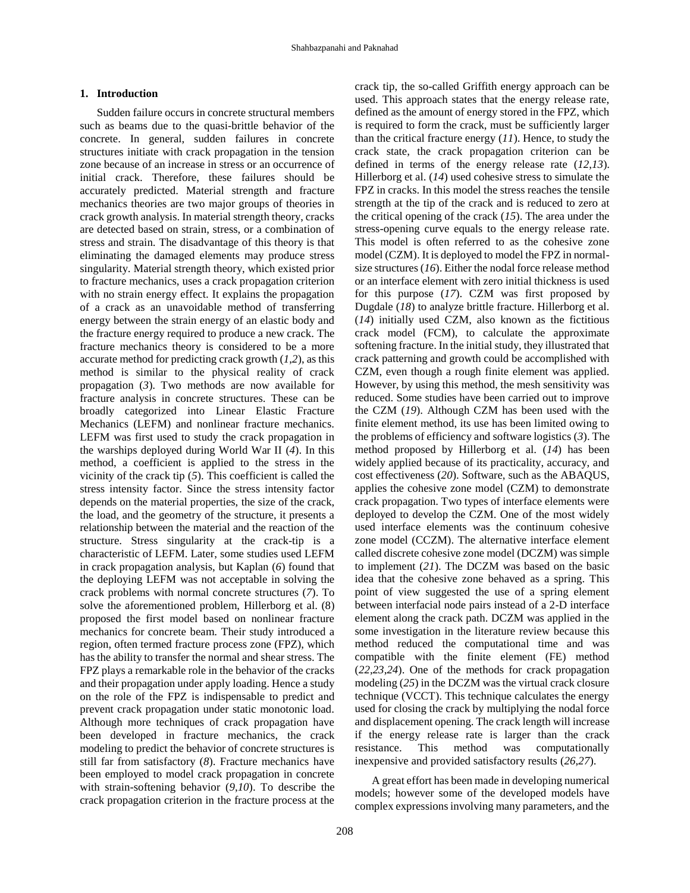## 1. Introduction

Sudden failure occurs in concrete structural members such as beams due to the quasi-brittle behavior of the concrete. In general, sudden failures in concrete structures initiate with crack propagation in the tension zone because of an increase in stress or an occurrence of initial crack. Therefore, these failures should be accurately predicted. Material strength and fracture mechanics theories are two major groups of theories in crack growth analysis. In material strength theory, cracks are detected based on strain, stress, or a combination of stress and strain. The disadvantage of this theory is that eliminating the damaged elements may produce stress singularity. Material strength theory, which existed prior to fracture mechanics, uses a crack propagation criterion with no strain energy effect. It explains the propagation of a crack as an unavoidable method of transferring energy between the strain energy of an elastic body and the fracture energy required to produce a new crack. The fracture mechanics theory is considered to be a more accurate method for predicting crack growth (*1*,*2*), as this method is similar to the physical reality of crack propagation (*3*). Two methods are now available for fracture analysis in concrete structures. These can be broadly categorized into Linear Elastic Fracture Mechanics (LEFM) and nonlinear fracture mechanics. LEFM was first used to study the crack propagation in the warships deployed during World War II (*4*). In this method, a coefficient is applied to the stress in the vicinity of the crack tip (*5*). This coefficient is called the stress intensity factor. Since the stress intensity factor depends on the material properties, the size of the crack, the load, and the geometry of the structure, it presents a relationship between the material and the reaction of the structure. Stress singularity at the crack-tip is a characteristic of LEFM. Later, some studies used LEFM in crack propagation analysis, but Kaplan (*6*) found that the deploying LEFM was not acceptable in solving the crack problems with normal concrete structures (*7*). To solve the aforementioned problem, Hillerborg et al. (8) proposed the first model based on nonlinear fracture mechanics for concrete beam. Their study introduced a region, often termed fracture process zone (FPZ), which has the ability to transfer the normal and shear stress. The FPZ plays a remarkable role in the behavior of the cracks and their propagation under apply loading. Hence a study on the role of the FPZ is indispensable to predict and prevent crack propagation under static monotonic load. Although more techniques of crack propagation have been developed in fracture mechanics, the crack modeling to predict the behavior of concrete structures is still far from satisfactory (*8*). Fracture mechanics have been employed to model crack propagation in concrete with strain-softening behavior (*9*,*10*). To describe the crack propagation criterion in the fracture process at the crack tip, the so-called Griffith energy approach can be used. This approach states that the energy release rate, defined as the amount of energy stored in the FPZ, which is required to form the crack, must be sufficiently larger than the critical fracture energy (*11*). Hence, to study the crack state, the crack propagation criterion can be defined in terms of the energy release rate (*12*,*13*). Hillerborg et al. (*14*) used cohesive stress to simulate the FPZ in cracks. In this model the stress reaches the tensile strength at the tip of the crack and is reduced to zero at the critical opening of the crack (*15*). The area under the stress-opening curve equals to the energy release rate. This model is often referred to as the cohesive zone model (CZM). It is deployed to model the FPZ in normal-size structures (*16*). Either the nodal force release method or an interface element with zero initial thickness is used for this purpose (*17*). CZM was first proposed by Dugdale (*18*) to analyze brittle fracture. Hillerborg et al. (*14*) initially used CZM, also known as the fictitious crack model (FCM), to calculate the approximate softening fracture. In the initial study, they illustrated that crack patterning and growth could be accomplished with CZM, even though a rough finite element was applied. However, by using this method, the mesh sensitivity was reduced. Some studies have been carried out to improve the CZM (*19*). Although CZM has been used with the finite element method, its use has been limited owing to the problems of efficiency and software logistics (*3*). The method proposed by Hillerborg et al. (*14*) has been widely applied because of its practicality, accuracy, and cost effectiveness (*20*). Software, such as the ABAQUS, applies the cohesive zone model (CZM) to demonstrate crack propagation. Two types of interface elements were deployed to develop the CZM. One of the most widely used interface elements was the continuum cohesive zone model (CCZM). The alternative interface element called discrete cohesive zone model (DCZM) was simple to implement (*21*). The DCZM was based on the basic idea that the cohesive zone behaved as a spring. This point of view suggested the use of a spring element between interfacial node pairs instead of a 2-D interface element along the crack path. DCZM was applied in the some investigation in the literature review because this method reduced the computational time and was compatible with the finite element (FE) method (*22*,*23*,*24*). One of the methods for crack propagation modeling (*25*) in the DCZM was the virtual crack closure technique (VCCT). This technique calculates the energy used for closing the crack by multiplying the nodal force and displacement opening. The crack length will increase if the energy release rate is larger than the crack resistance. This method was computationally inexpensive and provided satisfactory results (*26*,*27*).

A great effort has been made in developing numerical models; however some of the developed models have complex expressions involving many parameters, and the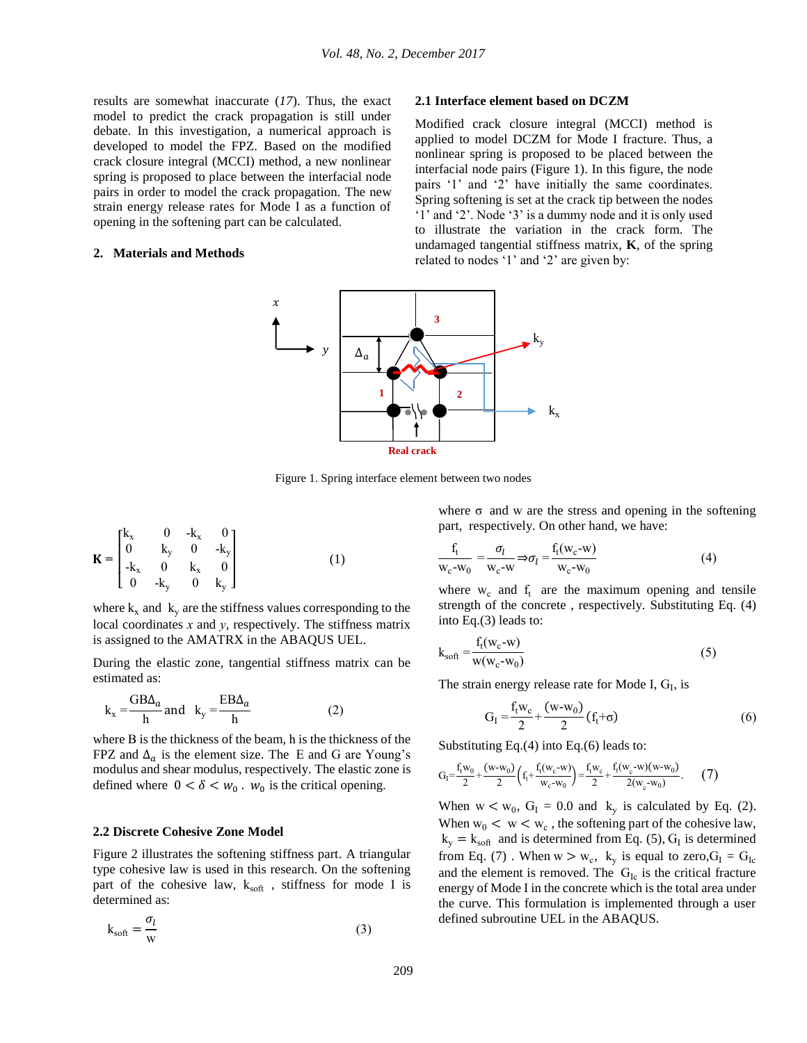results are somewhat inaccurate (*17*). Thus, the exact model to predict the crack propagation is still under debate. In this investigation, a numerical approach is developed to model the FPZ. Based on the modified crack closure integral (MCCI) method, a new nonlinear spring is proposed to place between the interfacial node pairs in order to model the crack propagation. The new strain energy release rates for Mode I as a function of opening in the softening part can be calculated.

## 2. Materials and Methods

### 2.1 Interface element based on DCZM

Modified crack closure integral (MCCI) method is applied to model DCZM for Mode I fracture. Thus, a nonlinear spring is proposed to be placed between the interfacial node pairs (Figure 1). In this figure, the node pairs '1' and '2' have initially the same coordinates. Spring softening is set at the crack tip between the nodes '1' and '2'. Node '3' is a dummy node and it is only used to illustrate the variation in the crack form. The undamaged tangential stiffness matrix, **K**, of the spring related to nodes '1' and '2' are given by:

Figure 1. Spring interface element between two nodes

$$\mathbf{K} = \begin{bmatrix} k_x & 0 & -k_x & 0 \\ 0 & k_y & 0 & -k_y \\ -k_x & 0 & k_x & 0 \\ 0 & -k_y & 0 & k_y \end{bmatrix} \tag{1}$$

where $k_x$ and $k_y$ are the stiffness values corresponding to the local coordinates *x* and *y*, respectively. The stiffness matrix is assigned to the AMATRX in the ABAQUS UEL.

During the elastic zone, tangential stiffness matrix can be estimated as:

$$k_x = \frac{GB\Delta_a}{h} \text{ and } k_y = \frac{EB\Delta_a}{h} \tag{2}$$

where B is the thickness of the beam, h is the thickness of the FPZ and $\Delta_a$ is the element size. The E and G are Young's modulus and shear modulus, respectively. The elastic zone is defined where $0 < \delta < w_0$ . $w_0$ is the critical opening.

### 2.2 Discrete Cohesive Zone Model

Figure 2 illustrates the softening stiffness part. A triangular type cohesive law is used in this research. On the softening part of the cohesive law, $k_{soft}$ , stiffness for mode I is determined as:

$$k_{soft} = \frac{\sigma_I}{w} \tag{3}$$

where σ and w are the stress and opening in the softening part, respectively. On other hand, we have:

$$\frac{f_t}{w_c - w_0} = \frac{\sigma_I}{w_c - w} \Rightarrow \sigma_I = \frac{f_t(w_c - w)}{w_c - w_0} \tag{4}$$

where $w_c$ and $f_t$ are the maximum opening and tensile strength of the concrete , respectively. Substituting Eq. (4) into Eq.(3) leads to:

$$k_{soft} = \frac{f_t(w_c - w)}{w(w_c - w_0)} \tag{5}$$

The strain energy release rate for Mode I, $G_I$, is

$$G_I = \frac{f_t w_c}{2} + \frac{(w - w_0)}{2}(f_t + \sigma) \tag{6}$$

Substituting Eq.(4) into Eq.(6) leads to:

$$G_I = \frac{f_t w_0}{2} + \frac{(w - w_0)}{2}\left(f_t + \frac{f_t(w_c - w)}{w_c - w_0}\right) = \frac{f_t w_c}{2} + \frac{f_t(w_c - w)(w - w_0)}{2(w_c - w_0)}. \tag{7}$$

When $w < w_0$, $G_I = 0.0$ and $k_y$ is calculated by Eq. (2). When $w_0 < w < w_c$ , the softening part of the cohesive law, $k_y = k_{soft}$ and is determined from Eq. (5), $G_I$ is determined from Eq. (7) . When $w > w_c$, $k_y$ is equal to zero,$G_I = G_{Ic}$ and the element is removed. The $G_{Ic}$ is the critical fracture energy of Mode I in the concrete which is the total area under the curve. This formulation is implemented through a user defined subroutine UEL in the ABAQUS.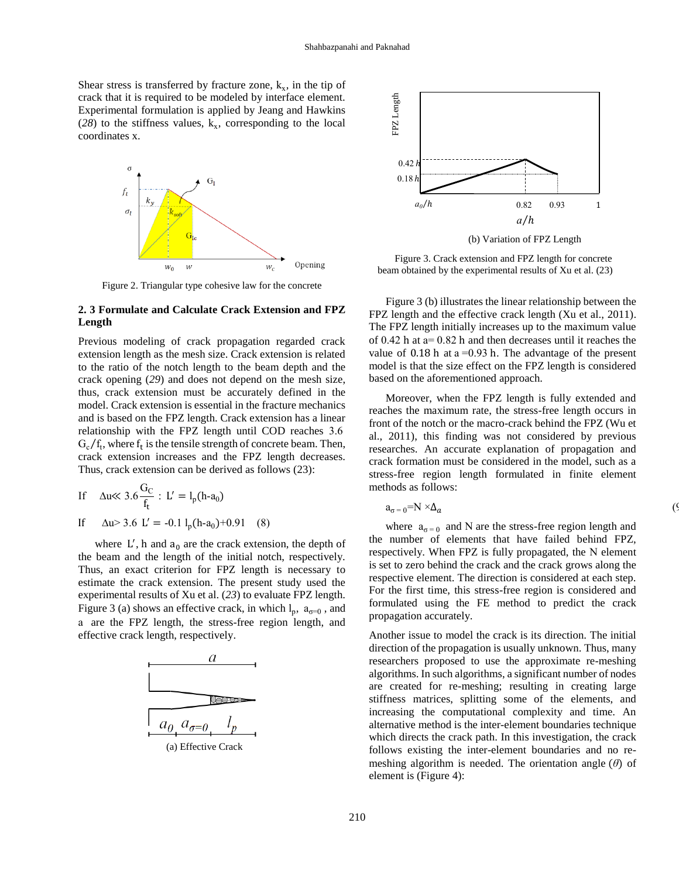Shear stress is transferred by fracture zone, $k_x$, in the tip of crack that it is required to be modeled by interface element. Experimental formulation is applied by Jeang and Hawkins (*28*) to the stiffness values, $k_x$, corresponding to the local coordinates x.

Figure 2. Triangular type cohesive law for the concrete

## 2. 3 Formulate and Calculate Crack Extension and FPZ Length

Previous modeling of crack propagation regarded crack extension length as the mesh size. Crack extension is related to the ratio of the notch length to the beam depth and the crack opening (*29*) and does not depend on the mesh size, thus, crack extension must be accurately defined in the model. Crack extension is essential in the fracture mechanics and is based on the FPZ length. Crack extension has a linear relationship with the FPZ length until COD reaches 3.6 $G_c/f_t$, where $f_t$ is the tensile strength of concrete beam. Then, crack extension increases and the FPZ length decreases. Thus, crack extension can be derived as follows (23):

$$\text{If} \quad \Delta u \ll 3.6\frac{G_C}{f_t} : L' = l_p(h\text{-}a_0)$$

$$\text{If} \quad \Delta u > 3.6 \quad L' = -0.1\, l_p(h\text{-}a_0)+0.91 \qquad (8)$$

where $L'$, h and $a_0$ are the crack extension, the depth of the beam and the length of the initial notch, respectively. Thus, an exact criterion for FPZ length is necessary to estimate the crack extension. The present study used the experimental results of Xu et al. (*23*) to evaluate FPZ length. Figure 3 (a) shows an effective crack, in which $l_p$, $a_{\sigma=0}$ , and a are the FPZ length, the stress-free region length, and effective crack length, respectively.

(a) Effective Crack

(b) Variation of FPZ Length

Figure 3. Crack extension and FPZ length for concrete beam obtained by the experimental results of Xu et al. (23)

Figure 3 (b) illustrates the linear relationship between the FPZ length and the effective crack length (Xu et al., 2011). The FPZ length initially increases up to the maximum value of 0.42 h at a= 0.82 h and then decreases until it reaches the value of 0.18 h at a =0.93 h. The advantage of the present model is that the size effect on the FPZ length is considered based on the aforementioned approach.

Moreover, when the FPZ length is fully extended and reaches the maximum rate, the stress-free length occurs in front of the notch or the macro-crack behind the FPZ (Wu et al., 2011), this finding was not considered by previous researches. An accurate explanation of propagation and crack formation must be considered in the model, such as a stress-free region length formulated in finite element methods as follows:

$$a_{\sigma=0}=N\times\Delta_a \qquad (9)$$

where $a_{\sigma=0}$ and N are the stress-free region length and the number of elements that have failed behind FPZ, respectively. When FPZ is fully propagated, the N element is set to zero behind the crack and the crack grows along the respective element. The direction is considered at each step. For the first time, this stress-free region is considered and formulated using the FE method to predict the crack propagation accurately.

Another issue to model the crack is its direction. The initial direction of the propagation is usually unknown. Thus, many researchers proposed to use the approximate re-meshing algorithms. In such algorithms, a significant number of nodes are created for re-meshing; resulting in creating large stiffness matrices, splitting some of the elements, and increasing the computational complexity and time. An alternative method is the inter-element boundaries technique which directs the crack path. In this investigation, the crack follows existing the inter-element boundaries and no re-meshing algorithm is needed. The orientation angle ($\theta$) of element is (Figure 4):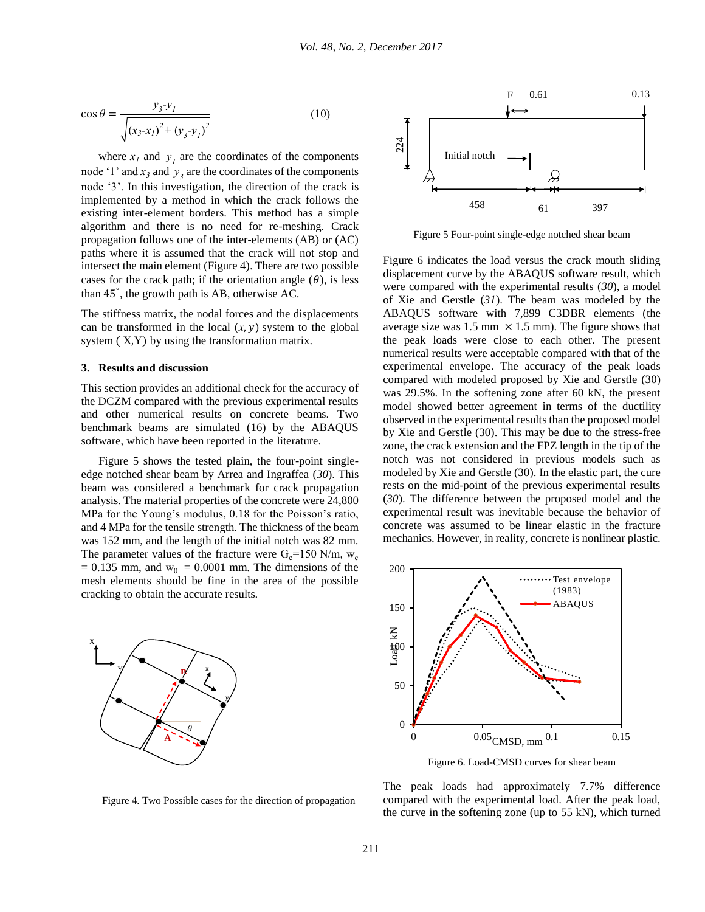$$\cos\theta = \frac{y_3 - y_1}{\sqrt{(x_3 - x_1)^2 + (y_3 - y_1)^2}} \tag{10}$$

where $x_1$ and $y_1$ are the coordinates of the components node '1' and $x_3$ and $y_3$ are the coordinates of the components node '3'. In this investigation, the direction of the crack is implemented by a method in which the crack follows the existing inter-element borders. This method has a simple algorithm and there is no need for re-meshing. Crack propagation follows one of the inter-elements (AB) or (AC) paths where it is assumed that the crack will not stop and intersect the main element (Figure 4). There are two possible cases for the crack path; if the orientation angle ($\theta$), is less than 45°, the growth path is AB, otherwise AC.

The stiffness matrix, the nodal forces and the displacements can be transformed in the local $(x, y)$ system to the global system ( X,Y) by using the transformation matrix.

Figure 4. Two Possible cases for the direction of propagation

## 3. Results and discussion

This section provides an additional check for the accuracy of the DCZM compared with the previous experimental results and other numerical results on concrete beams. Two benchmark beams are simulated (16) by the ABAQUS software, which have been reported in the literature.

Figure 5 shows the tested plain, the four-point single-edge notched shear beam by Arrea and Ingraffea (*30*). This beam was considered a benchmark for crack propagation analysis. The material properties of the concrete were 24,800 MPa for the Young's modulus, 0.18 for the Poisson's ratio, and 4 MPa for the tensile strength. The thickness of the beam was 152 mm, and the length of the initial notch was 82 mm. The parameter values of the fracture were $G_c$=150 N/m, $w_c$ = 0.135 mm, and $w_0$ = 0.0001 mm. The dimensions of the mesh elements should be fine in the area of the possible cracking to obtain the accurate results.

Figure 5 Four-point single-edge notched shear beam

Figure 6 indicates the load versus the crack mouth sliding displacement curve by the ABAQUS software result, which were compared with the experimental results (*30*), a model of Xie and Gerstle (*31*). The beam was modeled by the ABAQUS software with 7,899 C3DBR elements (the average size was 1.5 mm × 1.5 mm). The figure shows that the peak loads were close to each other. The present numerical results were acceptable compared with that of the experimental envelope. The accuracy of the peak loads compared with modeled proposed by Xie and Gerstle (30) was 29.5%. In the softening zone after 60 kN, the present model showed better agreement in terms of the ductility observed in the experimental results than the proposed model by Xie and Gerstle (30). This may be due to the stress-free zone, the crack extension and the FPZ length in the tip of the notch was not considered in previous models such as modeled by Xie and Gerstle (30). In the elastic part, the cure rests on the mid-point of the previous experimental results (*30*). The difference between the proposed model and the experimental result was inevitable because the behavior of concrete was assumed to be linear elastic in the fracture mechanics. However, in reality, concrete is nonlinear plastic.

Figure 6. Load-CMSD curves for shear beam

The peak loads had approximately 7.7% difference compared with the experimental load. After the peak load, the curve in the softening zone (up to 55 kN), which turned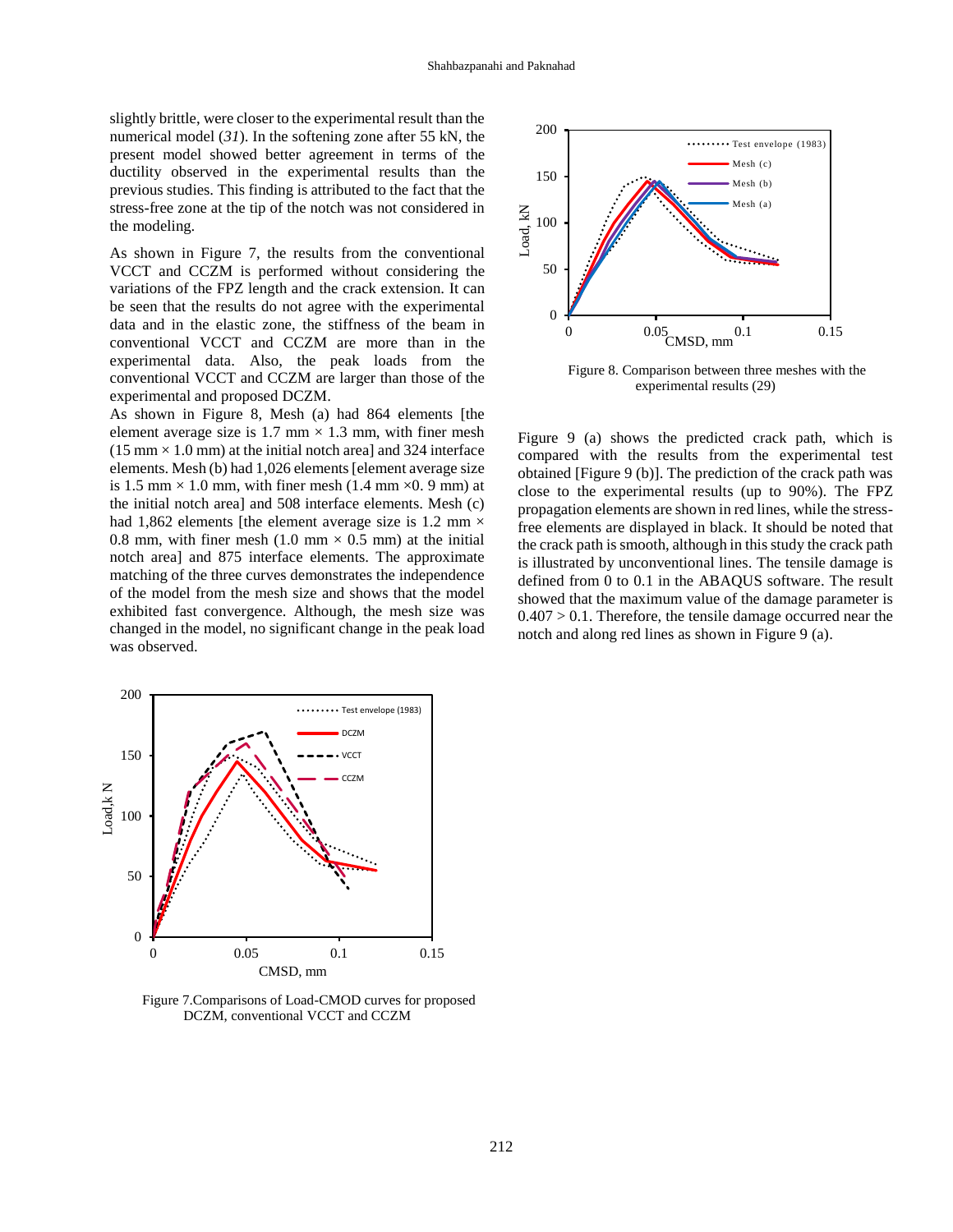slightly brittle, were closer to the experimental result than the numerical model (*31*). In the softening zone after 55 kN, the present model showed better agreement in terms of the ductility observed in the experimental results than the previous studies. This finding is attributed to the fact that the stress-free zone at the tip of the notch was not considered in the modeling.

As shown in Figure 7, the results from the conventional VCCT and CCZM is performed without considering the variations of the FPZ length and the crack extension. It can be seen that the results do not agree with the experimental data and in the elastic zone, the stiffness of the beam in conventional VCCT and CCZM are more than in the experimental data. Also, the peak loads from the conventional VCCT and CCZM are larger than those of the experimental and proposed DCZM.

As shown in Figure 8, Mesh (a) had 864 elements [the element average size is 1.7 mm × 1.3 mm, with finer mesh (15 mm × 1.0 mm) at the initial notch area] and 324 interface elements. Mesh (b) had 1,026 elements [element average size is 1.5 mm × 1.0 mm, with finer mesh (1.4 mm ×0. 9 mm) at the initial notch area] and 508 interface elements. Mesh (c) had 1,862 elements [the element average size is 1.2 mm × 0.8 mm, with finer mesh (1.0 mm × 0.5 mm) at the initial notch area] and 875 interface elements. The approximate matching of the three curves demonstrates the independence of the model from the mesh size and shows that the model exhibited fast convergence. Although, the mesh size was changed in the model, no significant change in the peak load was observed.

Figure 7.Comparisons of Load-CMOD curves for proposed DCZM, conventional VCCT and CCZM

Figure 8. Comparison between three meshes with the experimental results (29)

Figure 9 (a) shows the predicted crack path, which is compared with the results from the experimental test obtained [Figure 9 (b)]. The prediction of the crack path was close to the experimental results (up to 90%). The FPZ propagation elements are shown in red lines, while the stress-free elements are displayed in black. It should be noted that the crack path is smooth, although in this study the crack path is illustrated by unconventional lines. The tensile damage is defined from 0 to 0.1 in the ABAQUS software. The result showed that the maximum value of the damage parameter is 0.407 > 0.1. Therefore, the tensile damage occurred near the notch and along red lines as shown in Figure 9 (a).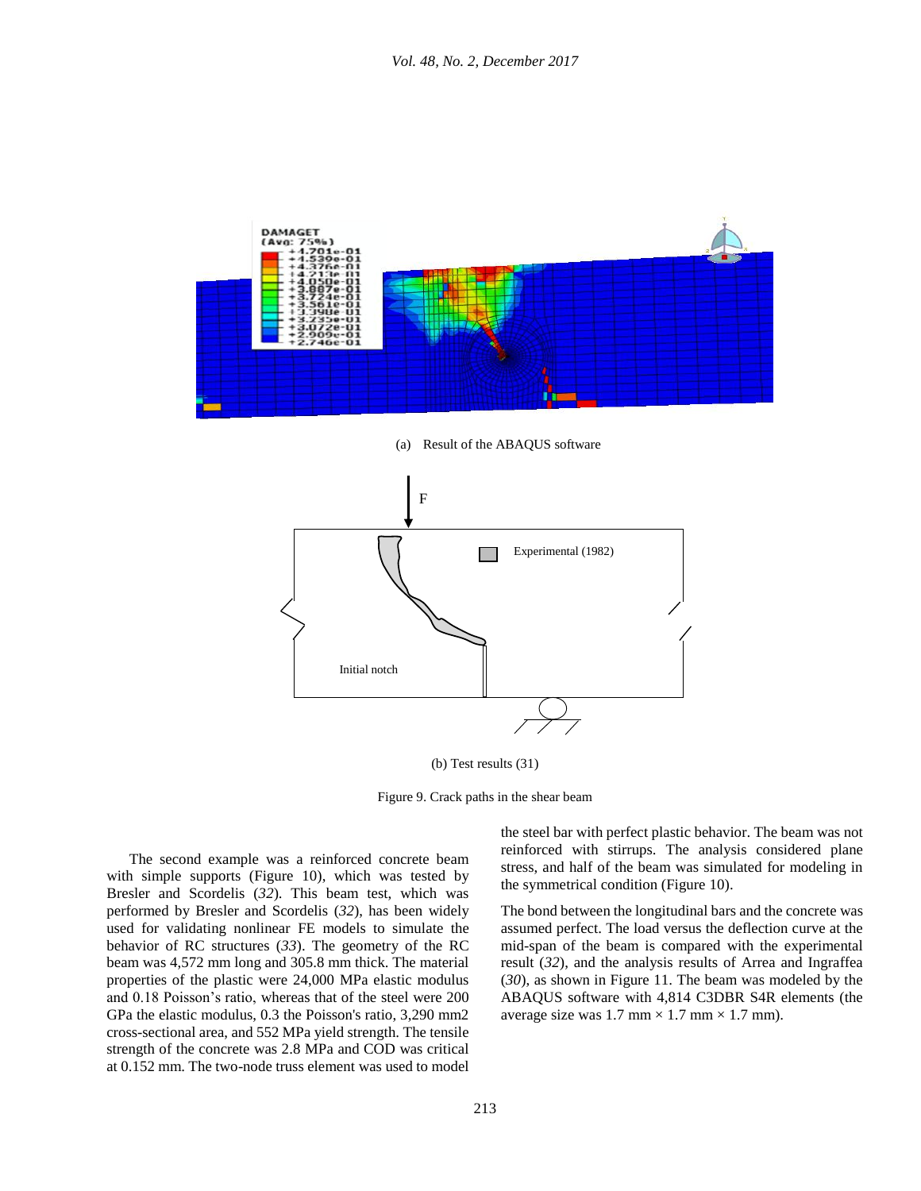(a) Result of the ABAQUS software

(b) Test results (31)

Figure 9. Crack paths in the shear beam

The second example was a reinforced concrete beam with simple supports (Figure 10), which was tested by Bresler and Scordelis (*32*). This beam test, which was performed by Bresler and Scordelis (*32*), has been widely used for validating nonlinear FE models to simulate the behavior of RC structures (*33*). The geometry of the RC beam was 4,572 mm long and 305.8 mm thick. The material properties of the plastic were 24,000 MPa elastic modulus and 0.18 Poisson's ratio, whereas that of the steel were 200 GPa the elastic modulus, 0.3 the Poisson's ratio, 3,290 mm2 cross-sectional area, and 552 MPa yield strength. The tensile strength of the concrete was 2.8 MPa and COD was critical at 0.152 mm. The two-node truss element was used to model the steel bar with perfect plastic behavior. The beam was not reinforced with stirrups. The analysis considered plane stress, and half of the beam was simulated for modeling in the symmetrical condition (Figure 10).

The bond between the longitudinal bars and the concrete was assumed perfect. The load versus the deflection curve at the mid-span of the beam is compared with the experimental result (*32*), and the analysis results of Arrea and Ingraffea (*30*), as shown in Figure 11. The beam was modeled by the ABAQUS software with 4,814 C3DBR S4R elements (the average size was 1.7 mm × 1.7 mm × 1.7 mm).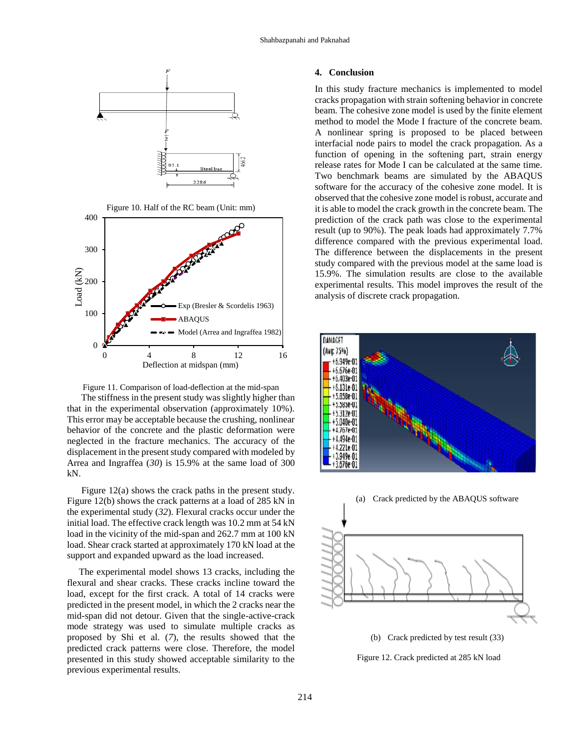Figure 10. Half of the RC beam (Unit: mm)

Figure 11. Comparison of load-deflection at the mid-span

The stiffness in the present study was slightly higher than that in the experimental observation (approximately 10%). This error may be acceptable because the crushing, nonlinear behavior of the concrete and the plastic deformation were neglected in the fracture mechanics. The accuracy of the displacement in the present study compared with modeled by Arrea and Ingraffea (*30*) is 15.9% at the same load of 300 kN.

Figure 12(a) shows the crack paths in the present study. Figure 12(b) shows the crack patterns at a load of 285 kN in the experimental study (*32*). Flexural cracks occur under the initial load. The effective crack length was 10.2 mm at 54 kN load in the vicinity of the mid-span and 262.7 mm at 100 kN load. Shear crack started at approximately 170 kN load at the support and expanded upward as the load increased.

The experimental model shows 13 cracks, including the flexural and shear cracks. These cracks incline toward the load, except for the first crack. A total of 14 cracks were predicted in the present model, in which the 2 cracks near the mid-span did not detour. Given that the single-active-crack mode strategy was used to simulate multiple cracks as proposed by Shi et al. (*7*), the results showed that the predicted crack patterns were close. Therefore, the model presented in this study showed acceptable similarity to the previous experimental results.

## 4. Conclusion

In this study fracture mechanics is implemented to model cracks propagation with strain softening behavior in concrete beam. The cohesive zone model is used by the finite element method to model the Mode I fracture of the concrete beam. A nonlinear spring is proposed to be placed between interfacial node pairs to model the crack propagation. As a function of opening in the softening part, strain energy release rates for Mode I can be calculated at the same time. Two benchmark beams are simulated by the ABAQUS software for the accuracy of the cohesive zone model. It is observed that the cohesive zone model is robust, accurate and it is able to model the crack growth in the concrete beam. The prediction of the crack path was close to the experimental result (up to 90%). The peak loads had approximately 7.7% difference compared with the previous experimental load. The difference between the displacements in the present study compared with the previous model at the same load is 15.9%. The simulation results are close to the available experimental results. This model improves the result of the analysis of discrete crack propagation.

(a) Crack predicted by the ABAQUS software

(b) Crack predicted by test result (33)

Figure 12. Crack predicted at 285 kN load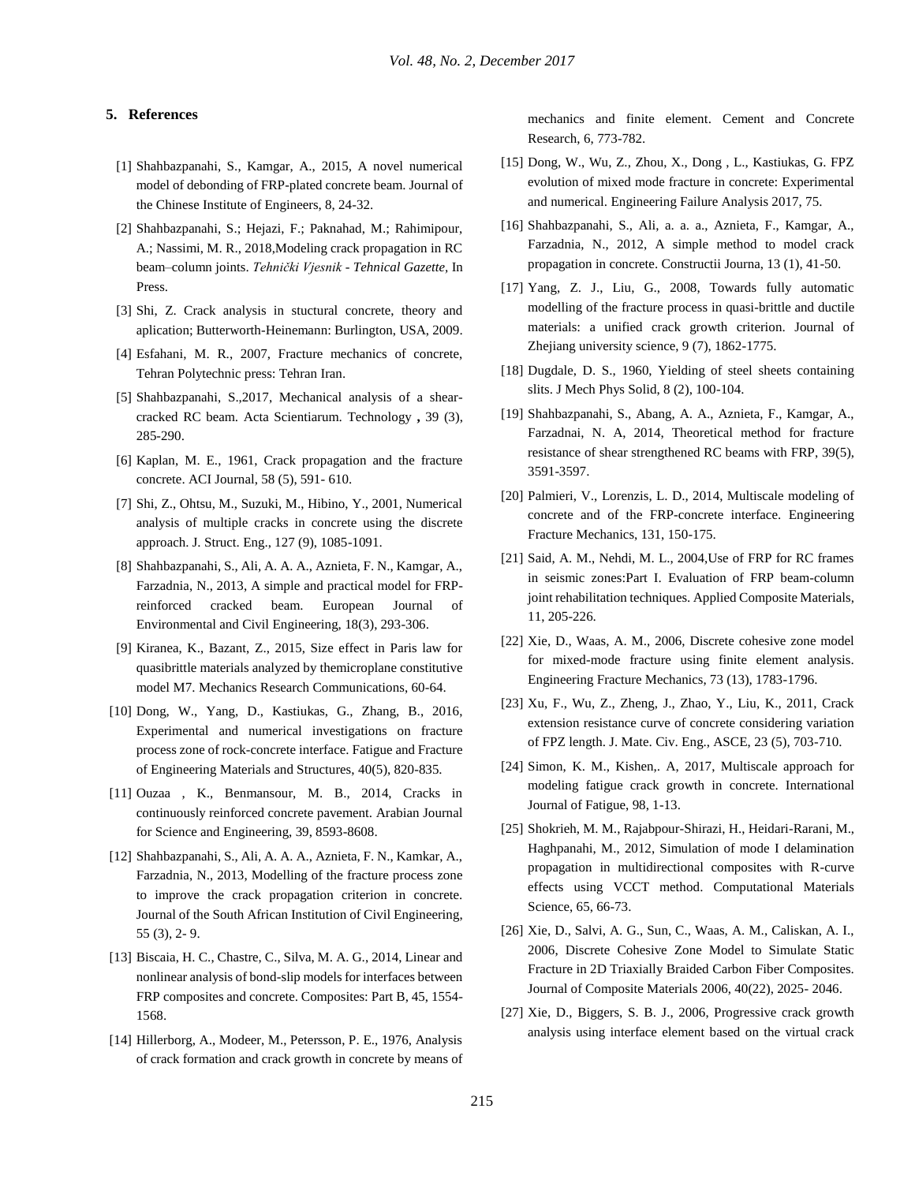## 5. References

[1] Shahbazpanahi, S., Kamgar, A., 2015, A novel numerical model of debonding of FRP-plated concrete beam. Journal of the Chinese Institute of Engineers, 8, 24-32.

[2] Shahbazpanahi, S.; Hejazi, F.; Paknahad, M.; Rahimipour, A.; Nassimi, M. R., 2018,Modeling crack propagation in RC beam–column joints. *Tehnički Vjesnik - Tehnical Gazette*, In Press.

[3] Shi, Z. Crack analysis in stuctural concrete, theory and aplication; Butterworth-Heinemann: Burlington, USA, 2009.

[4] Esfahani, M. R., 2007, Fracture mechanics of concrete, Tehran Polytechnic press: Tehran Iran.

[5] Shahbazpanahi, S.,2017, Mechanical analysis of a shear-cracked RC beam. Acta Scientiarum. Technology **,** 39 (3), 285-290.

[6] Kaplan, M. E., 1961, Crack propagation and the fracture concrete. ACI Journal, 58 (5), 591- 610.

[7] Shi, Z., Ohtsu, M., Suzuki, M., Hibino, Y., 2001, Numerical analysis of multiple cracks in concrete using the discrete approach. J. Struct. Eng., 127 (9), 1085-1091.

[8] Shahbazpanahi, S., Ali, A. A. A., Aznieta, F. N., Kamgar, A., Farzadnia, N., 2013, A simple and practical model for FRP-reinforced cracked beam. European Journal of Environmental and Civil Engineering, 18(3), 293-306.

[9] Kiranea, K., Bazant, Z., 2015, Size effect in Paris law for quasibrittle materials analyzed by themicroplane constitutive model M7. Mechanics Research Communications, 60-64.

[10] Dong, W., Yang, D., Kastiukas, G., Zhang, B., 2016, Experimental and numerical investigations on fracture process zone of rock-concrete interface. Fatigue and Fracture of Engineering Materials and Structures, 40(5), 820-835.

[11] Ouzaa , K., Benmansour, M. B., 2014, Cracks in continuously reinforced concrete pavement. Arabian Journal for Science and Engineering, 39, 8593-8608.

[12] Shahbazpanahi, S., Ali, A. A. A., Aznieta, F. N., Kamkar, A., Farzadnia, N., 2013, Modelling of the fracture process zone to improve the crack propagation criterion in concrete. Journal of the South African Institution of Civil Engineering, 55 (3), 2- 9.

[13] Biscaia, H. C., Chastre, C., Silva, M. A. G., 2014, Linear and nonlinear analysis of bond-slip models for interfaces between FRP composites and concrete. Composites: Part B, 45, 1554-1568.

[14] Hillerborg, A., Modeer, M., Petersson, P. E., 1976, Analysis of crack formation and crack growth in concrete by means of mechanics and finite element. Cement and Concrete Research, 6, 773-782.

[15] Dong, W., Wu, Z., Zhou, X., Dong , L., Kastiukas, G. FPZ evolution of mixed mode fracture in concrete: Experimental and numerical. Engineering Failure Analysis 2017, 75.

[16] Shahbazpanahi, S., Ali, a. a. a., Aznieta, F., Kamgar, A., Farzadnia, N., 2012, A simple method to model crack propagation in concrete. Constructii Journa, 13 (1), 41-50.

[17] Yang, Z. J., Liu, G., 2008, Towards fully automatic modelling of the fracture process in quasi-brittle and ductile materials: a unified crack growth criterion. Journal of Zhejiang university science, 9 (7), 1862-1775.

[18] Dugdale, D. S., 1960, Yielding of steel sheets containing slits. J Mech Phys Solid, 8 (2), 100-104.

[19] Shahbazpanahi, S., Abang, A. A., Aznieta, F., Kamgar, A., Farzadnai, N. A, 2014, Theoretical method for fracture resistance of shear strengthened RC beams with FRP, 39(5), 3591-3597.

[20] Palmieri, V., Lorenzis, L. D., 2014, Multiscale modeling of concrete and of the FRP-concrete interface. Engineering Fracture Mechanics, 131, 150-175.

[21] Said, A. M., Nehdi, M. L., 2004,Use of FRP for RC frames in seismic zones:Part I. Evaluation of FRP beam-column joint rehabilitation techniques. Applied Composite Materials, 11, 205-226.

[22] Xie, D., Waas, A. M., 2006, Discrete cohesive zone model for mixed-mode fracture using finite element analysis. Engineering Fracture Mechanics, 73 (13), 1783-1796.

[23] Xu, F., Wu, Z., Zheng, J., Zhao, Y., Liu, K., 2011, Crack extension resistance curve of concrete considering variation of FPZ length. J. Mate. Civ. Eng., ASCE, 23 (5), 703-710.

[24] Simon, K. M., Kishen,. A, 2017, Multiscale approach for modeling fatigue crack growth in concrete. International Journal of Fatigue, 98, 1-13.

[25] Shokrieh, M. M., Rajabpour-Shirazi, H., Heidari-Rarani, M., Haghpanahi, M., 2012, Simulation of mode I delamination propagation in multidirectional composites with R-curve effects using VCCT method. Computational Materials Science, 65, 66-73.

[26] Xie, D., Salvi, A. G., Sun, C., Waas, A. M., Caliskan, A. I., 2006, Discrete Cohesive Zone Model to Simulate Static Fracture in 2D Triaxially Braided Carbon Fiber Composites. Journal of Composite Materials 2006, 40(22), 2025- 2046.

[27] Xie, D., Biggers, S. B. J., 2006, Progressive crack growth analysis using interface element based on the virtual crack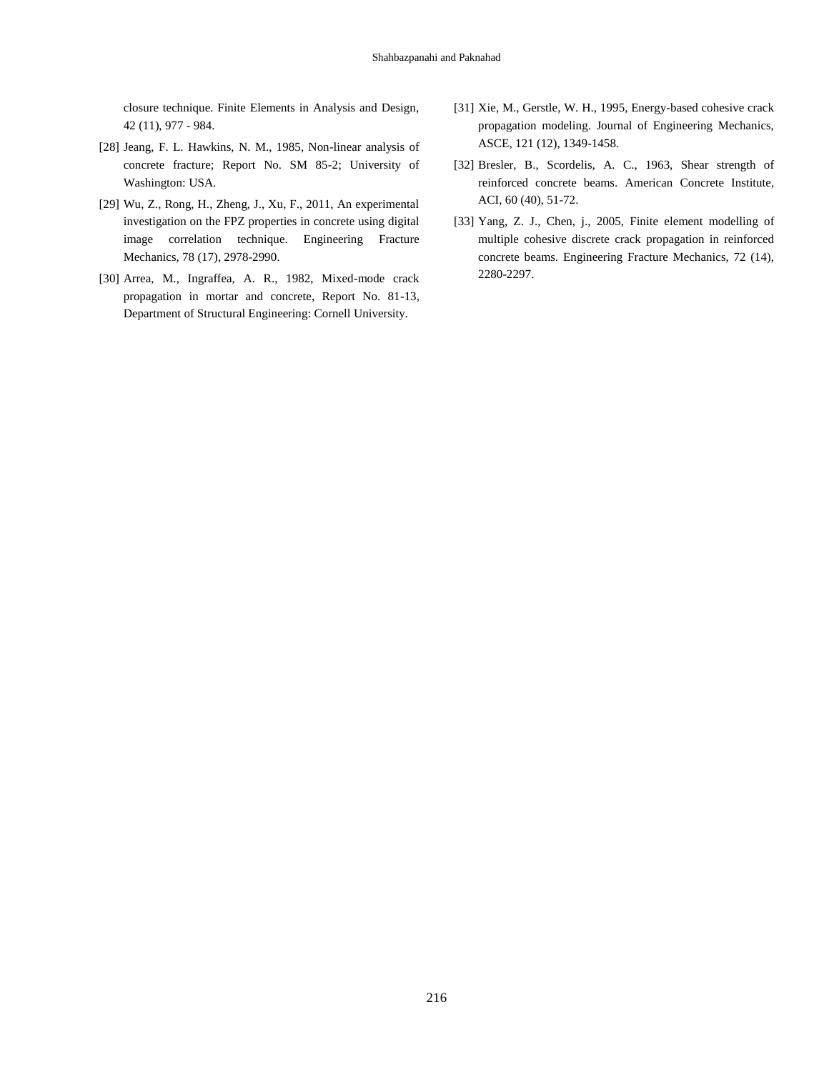closure technique. Finite Elements in Analysis and Design, 42 (11), 977 - 984.

[28] Jeang, F. L. Hawkins, N. M., 1985, Non-linear analysis of concrete fracture; Report No. SM 85-2; University of Washington: USA.

[29] Wu, Z., Rong, H., Zheng, J., Xu, F., 2011, An experimental investigation on the FPZ properties in concrete using digital image correlation technique. Engineering Fracture Mechanics, 78 (17), 2978-2990.

[30] Arrea, M., Ingraffea, A. R., 1982, Mixed-mode crack propagation in mortar and concrete, Report No. 81-13, Department of Structural Engineering: Cornell University.

[31] Xie, M., Gerstle, W. H., 1995, Energy-based cohesive crack propagation modeling. Journal of Engineering Mechanics, ASCE, 121 (12), 1349-1458.

[32] Bresler, B., Scordelis, A. C., 1963, Shear strength of reinforced concrete beams. American Concrete Institute, ACI, 60 (40), 51-72.

[33] Yang, Z. J., Chen, j., 2005, Finite element modelling of multiple cohesive discrete crack propagation in reinforced concrete beams. Engineering Fracture Mechanics, 72 (14), 2280-2297.